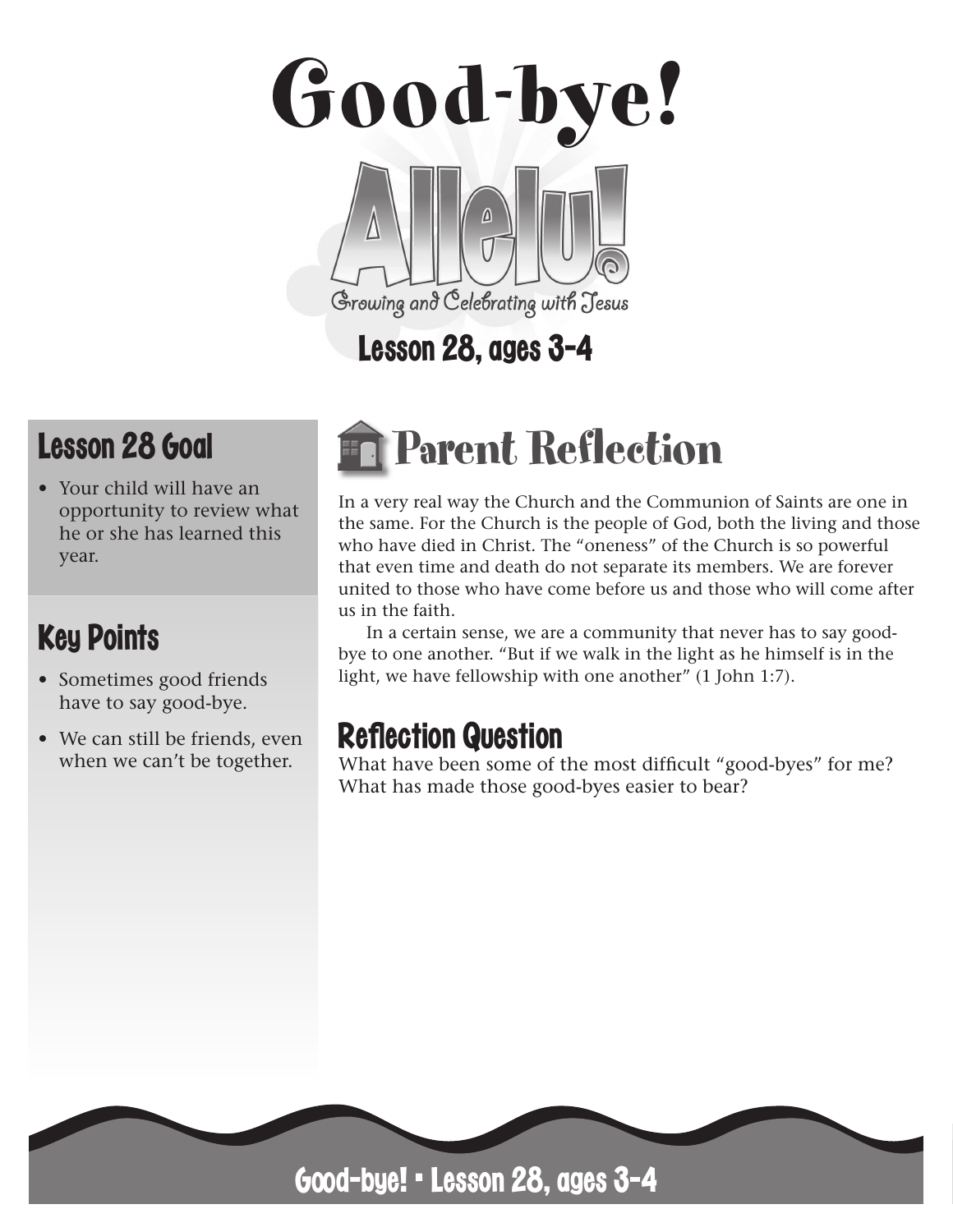# Good-bye!

Alleluia! Growing and Celebrating with Jesus

Lesson 28, ages 3-4

## Lesson 28 Goal

- Your child will have an opportunity to review what he or she has learned this year.

## Key Points

- Sometimes good friends have to say good-bye.
- We can still be friends, even when we can't be together.

## Parent Reflection

In a very real way the Church and the Communion of Saints are one in the same. For the Church is the people of God, both the living and those who have died in Christ. The "oneness" of the Church is so powerful that even time and death do not separate its members. We are forever united to those who have come before us and those who will come after us in the faith.

In a certain sense, we are a community that never has to say good-bye to one another. "But if we walk in the light as he himself is in the light, we have fellowship with one another" (1 John 1:7).

### Reflection Question

What have been some of the most difficult "good-byes" for me? What has made those good-byes easier to bear?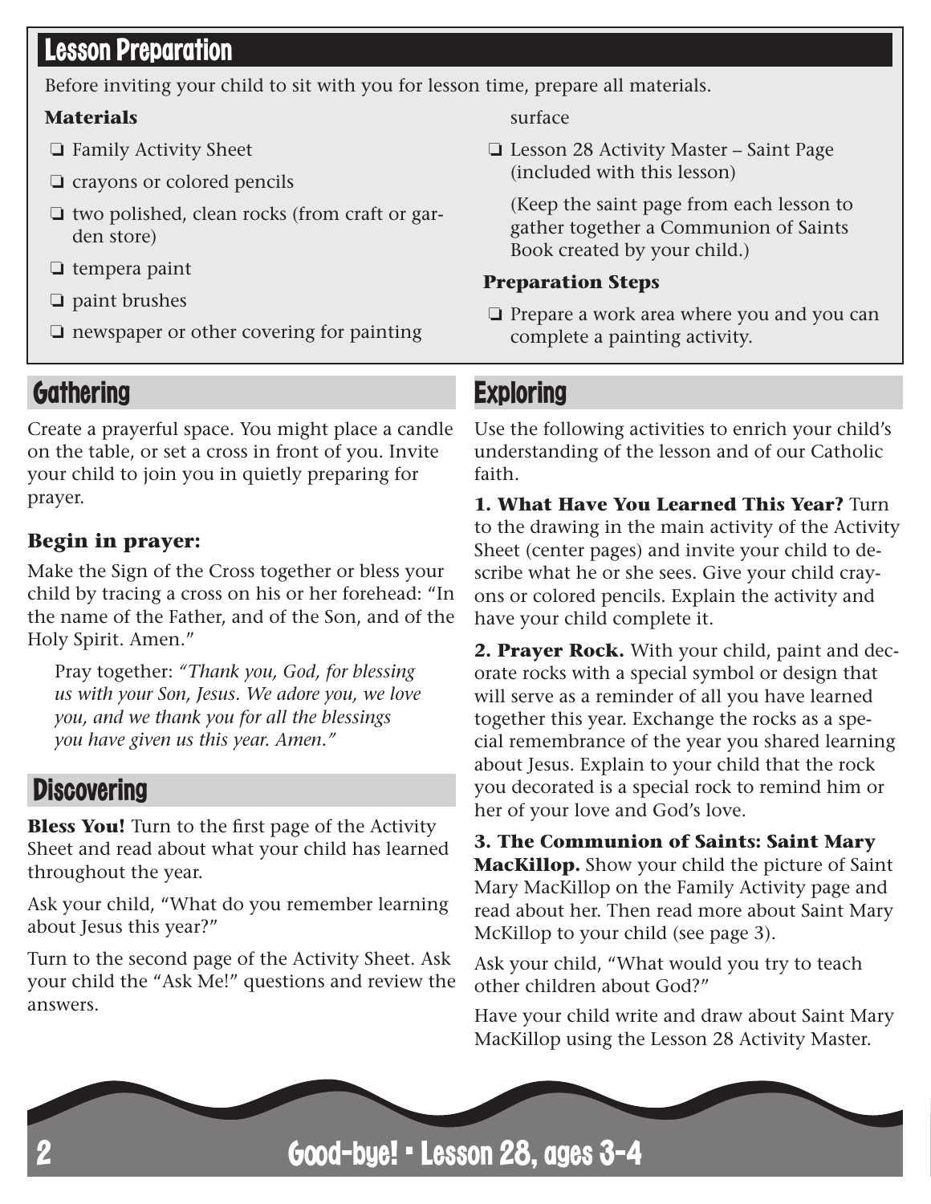## Lesson Preparation

Before inviting your child to sit with you for lesson time, prepare all materials.

**Materials**

- ❏ Family Activity Sheet
- ❏ crayons or colored pencils
- ❏ two polished, clean rocks (from craft or garden store)
- ❏ tempera paint
- ❏ paint brushes
- ❏ newspaper or other covering for painting surface
- ❏ Lesson 28 Activity Master – Saint Page (included with this lesson)

  (Keep the saint page from each lesson to gather together a Communion of Saints Book created by your child.)

**Preparation Steps**

- ❏ Prepare a work area where you and you can complete a painting activity.

## Gathering

Create a prayerful space. You might place a candle on the table, or set a cross in front of you. Invite your child to join you in quietly preparing for prayer.

### Begin in prayer:

Make the Sign of the Cross together or bless your child by tracing a cross on his or her forehead: "In the name of the Father, and of the Son, and of the Holy Spirit. Amen."

> Pray together: *"Thank you, God, for blessing us with your Son, Jesus. We adore you, we love you, and we thank you for all the blessings you have given us this year. Amen."*

## Discovering

**Bless You!** Turn to the first page of the Activity Sheet and read about what your child has learned throughout the year.

Ask your child, "What do you remember learning about Jesus this year?"

Turn to the second page of the Activity Sheet. Ask your child the "Ask Me!" questions and review the answers.

## Exploring

Use the following activities to enrich your child's understanding of the lesson and of our Catholic faith.

**1. What Have You Learned This Year?** Turn to the drawing in the main activity of the Activity Sheet (center pages) and invite your child to describe what he or she sees. Give your child crayons or colored pencils. Explain the activity and have your child complete it.

**2. Prayer Rock.** With your child, paint and decorate rocks with a special symbol or design that will serve as a reminder of all you have learned together this year. Exchange the rocks as a special remembrance of the year you shared learning about Jesus. Explain to your child that the rock you decorated is a special rock to remind him or her of your love and God's love.

**3. The Communion of Saints: Saint Mary MacKillop.** Show your child the picture of Saint Mary MacKillop on the Family Activity page and read about her. Then read more about Saint Mary McKillop to your child (see page 3).

Ask your child, "What would you try to teach other children about God?"

Have your child write and draw about Saint Mary MacKillop using the Lesson 28 Activity Master.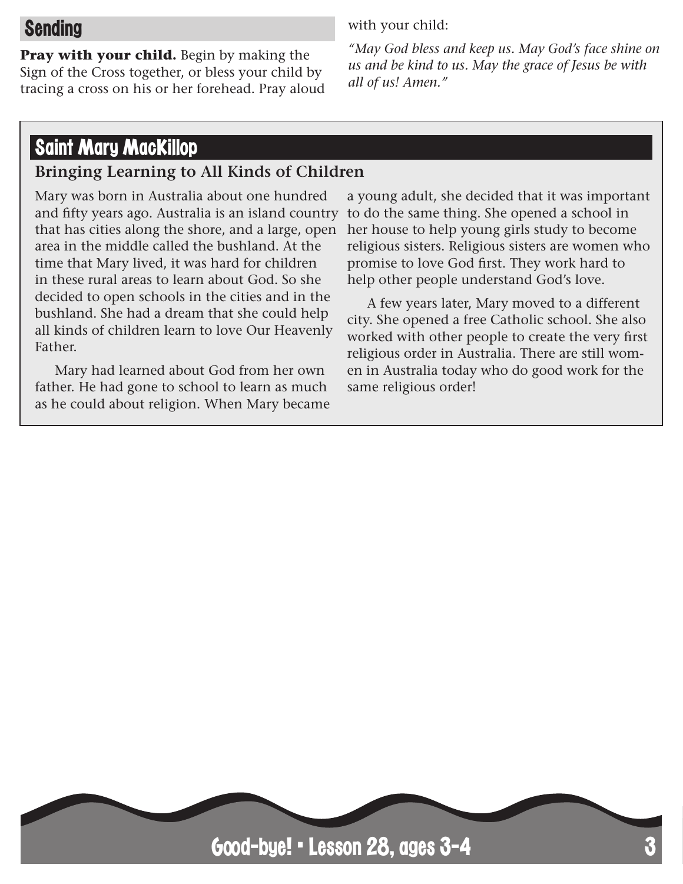## Sending

**Pray with your child.** Begin by making the Sign of the Cross together, or bless your child by tracing a cross on his or her forehead. Pray aloud with your child:

*"May God bless and keep us. May God's face shine on us and be kind to us. May the grace of Jesus be with all of us! Amen."*

## Saint Mary MacKillop

### Bringing Learning to All Kinds of Children

Mary was born in Australia about one hundred and fifty years ago. Australia is an island country that has cities along the shore, and a large, open area in the middle called the bushland. At the time that Mary lived, it was hard for children in these rural areas to learn about God. So she decided to open schools in the cities and in the bushland. She had a dream that she could help all kinds of children learn to love Our Heavenly Father.

Mary had learned about God from her own father. He had gone to school to learn as much as he could about religion. When Mary became a young adult, she decided that it was important to do the same thing. She opened a school in her house to help young girls study to become religious sisters. Religious sisters are women who promise to love God first. They work hard to help other people understand God's love.

A few years later, Mary moved to a different city. She opened a free Catholic school. She also worked with other people to create the very first religious order in Australia. There are still women in Australia today who do good work for the same religious order!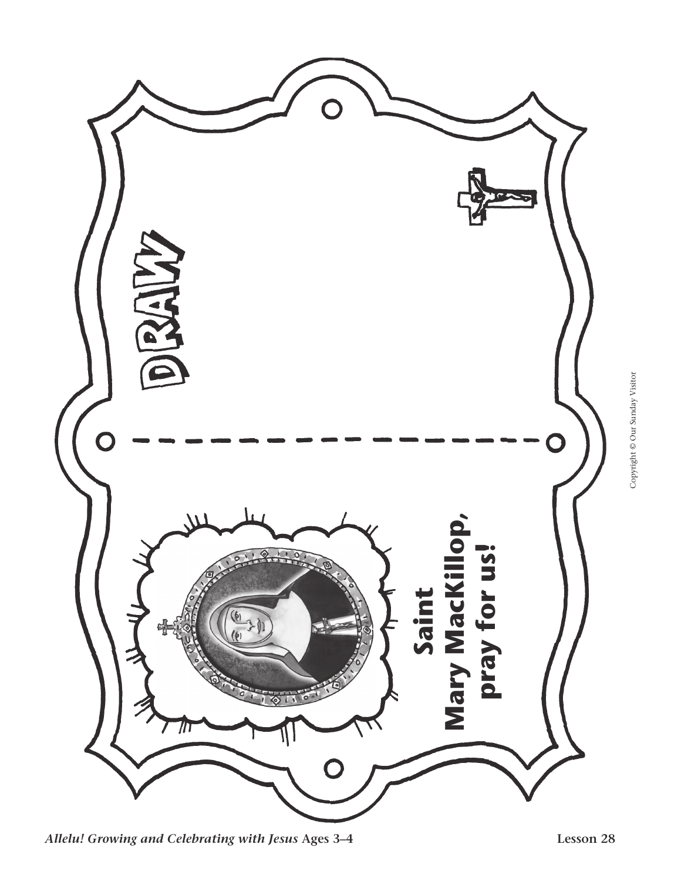**Saint**
**Mary MacKillop,**
**pray for us!**

DRAW

Copyright © Our Sunday Visitor

*Allelu! Growing and Celebrating with Jesus* **Ages 3–4** **Lesson 28**